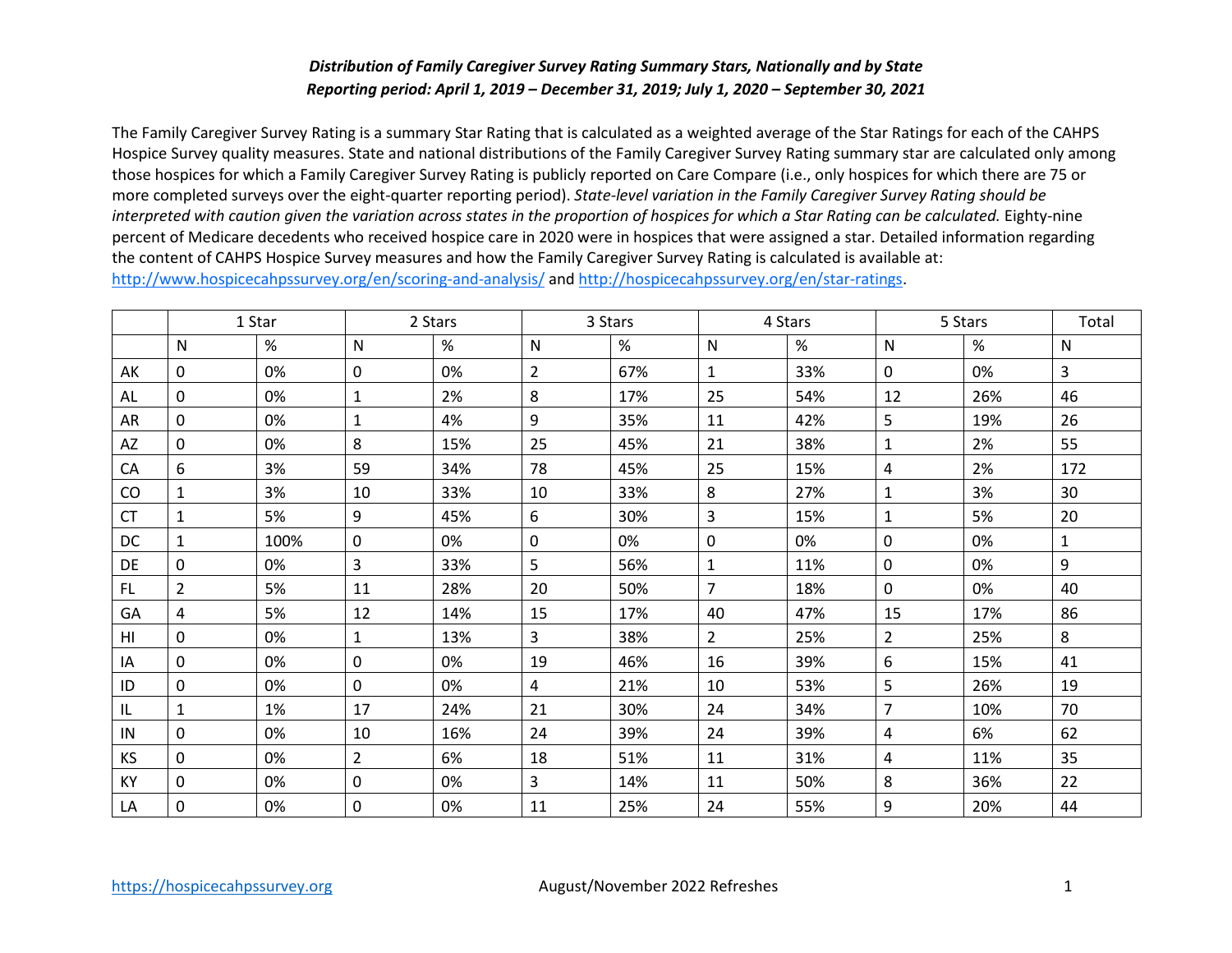*Distribution of Family Caregiver Survey Rating Summary Stars, Nationally and by State*
*Reporting period: April 1, 2019 – December 31, 2019; July 1, 2020 – September 30, 2021*

The Family Caregiver Survey Rating is a summary Star Rating that is calculated as a weighted average of the Star Ratings for each of the CAHPS Hospice Survey quality measures. State and national distributions of the Family Caregiver Survey Rating summary star are calculated only among those hospices for which a Family Caregiver Survey Rating is publicly reported on Care Compare (i.e., only hospices for which there are 75 or more completed surveys over the eight-quarter reporting period). *State-level variation in the Family Caregiver Survey Rating should be interpreted with caution given the variation across states in the proportion of hospices for which a Star Rating can be calculated.* Eighty-nine percent of Medicare decedents who received hospice care in 2020 were in hospices that were assigned a star. Detailed information regarding the content of CAHPS Hospice Survey measures and how the Family Caregiver Survey Rating is calculated is available at: http://www.hospicecahpssurvey.org/en/scoring-and-analysis/ and http://hospicecahpssurvey.org/en/star-ratings.

| | 1 Star | | 2 Stars | | 3 Stars | | 4 Stars | | 5 Stars | | Total |
|---|---|---|---|---|---|---|---|---|---|---|---|
| | N | % | N | % | N | % | N | % | N | % | N |
| AK | 0 | 0% | 0 | 0% | 2 | 67% | 1 | 33% | 0 | 0% | 3 |
| AL | 0 | 0% | 1 | 2% | 8 | 17% | 25 | 54% | 12 | 26% | 46 |
| AR | 0 | 0% | 1 | 4% | 9 | 35% | 11 | 42% | 5 | 19% | 26 |
| AZ | 0 | 0% | 8 | 15% | 25 | 45% | 21 | 38% | 1 | 2% | 55 |
| CA | 6 | 3% | 59 | 34% | 78 | 45% | 25 | 15% | 4 | 2% | 172 |
| CO | 1 | 3% | 10 | 33% | 10 | 33% | 8 | 27% | 1 | 3% | 30 |
| CT | 1 | 5% | 9 | 45% | 6 | 30% | 3 | 15% | 1 | 5% | 20 |
| DC | 1 | 100% | 0 | 0% | 0 | 0% | 0 | 0% | 0 | 0% | 1 |
| DE | 0 | 0% | 3 | 33% | 5 | 56% | 1 | 11% | 0 | 0% | 9 |
| FL | 2 | 5% | 11 | 28% | 20 | 50% | 7 | 18% | 0 | 0% | 40 |
| GA | 4 | 5% | 12 | 14% | 15 | 17% | 40 | 47% | 15 | 17% | 86 |
| HI | 0 | 0% | 1 | 13% | 3 | 38% | 2 | 25% | 2 | 25% | 8 |
| IA | 0 | 0% | 0 | 0% | 19 | 46% | 16 | 39% | 6 | 15% | 41 |
| ID | 0 | 0% | 0 | 0% | 4 | 21% | 10 | 53% | 5 | 26% | 19 |
| IL | 1 | 1% | 17 | 24% | 21 | 30% | 24 | 34% | 7 | 10% | 70 |
| IN | 0 | 0% | 10 | 16% | 24 | 39% | 24 | 39% | 4 | 6% | 62 |
| KS | 0 | 0% | 2 | 6% | 18 | 51% | 11 | 31% | 4 | 11% | 35 |
| KY | 0 | 0% | 0 | 0% | 3 | 14% | 11 | 50% | 8 | 36% | 22 |
| LA | 0 | 0% | 0 | 0% | 11 | 25% | 24 | 55% | 9 | 20% | 44 |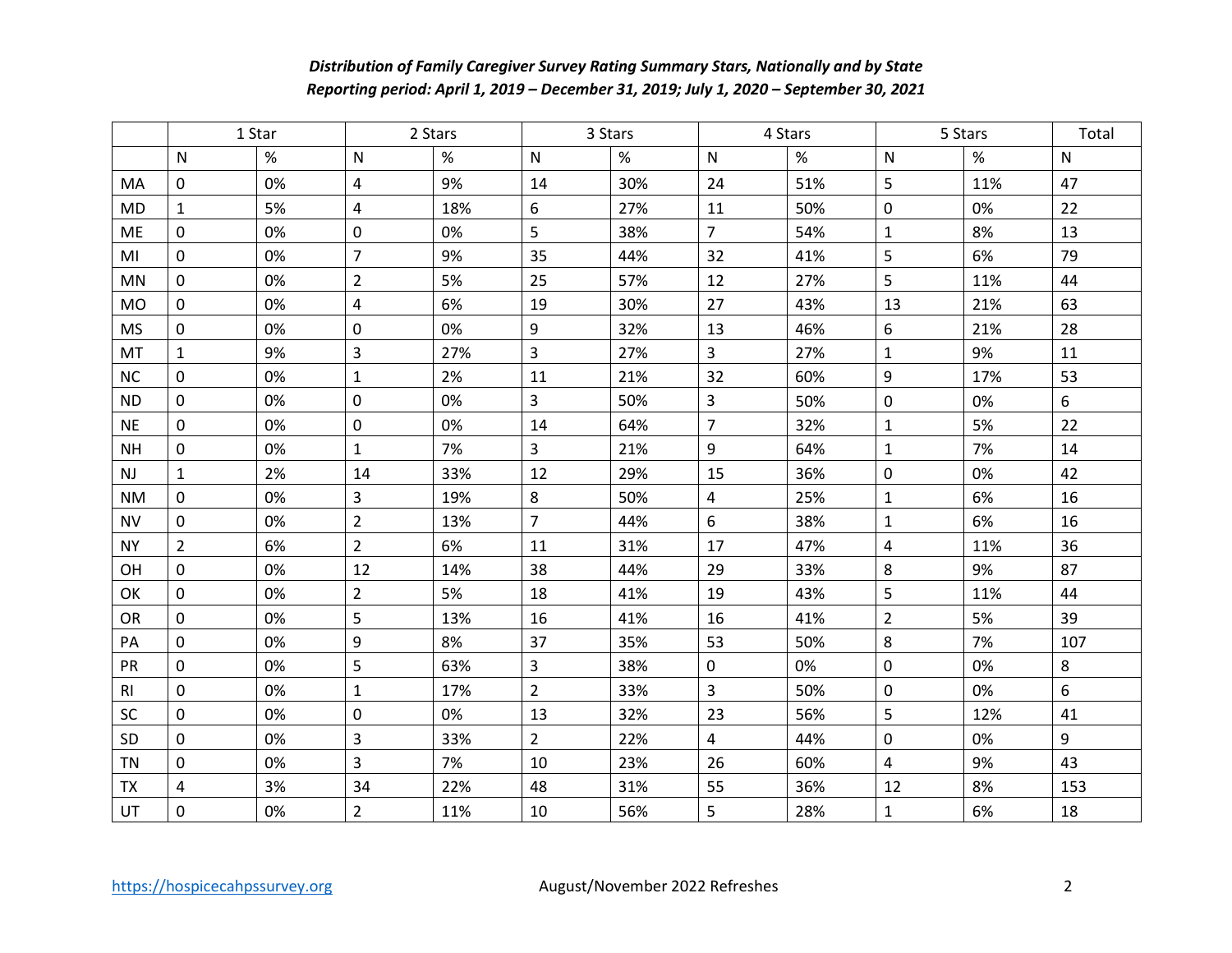***Distribution of Family Caregiver Survey Rating Summary Stars, Nationally and by State***
***Reporting period: April 1, 2019 – December 31, 2019; July 1, 2020 – September 30, 2021***

| | 1 Star | | 2 Stars | | 3 Stars | | 4 Stars | | 5 Stars | | Total |
|---|---|---|---|---|---|---|---|---|---|---|---|
| | N | % | N | % | N | % | N | % | N | % | N |
| MA | 0 | 0% | 4 | 9% | 14 | 30% | 24 | 51% | 5 | 11% | 47 |
| MD | 1 | 5% | 4 | 18% | 6 | 27% | 11 | 50% | 0 | 0% | 22 |
| ME | 0 | 0% | 0 | 0% | 5 | 38% | 7 | 54% | 1 | 8% | 13 |
| MI | 0 | 0% | 7 | 9% | 35 | 44% | 32 | 41% | 5 | 6% | 79 |
| MN | 0 | 0% | 2 | 5% | 25 | 57% | 12 | 27% | 5 | 11% | 44 |
| MO | 0 | 0% | 4 | 6% | 19 | 30% | 27 | 43% | 13 | 21% | 63 |
| MS | 0 | 0% | 0 | 0% | 9 | 32% | 13 | 46% | 6 | 21% | 28 |
| MT | 1 | 9% | 3 | 27% | 3 | 27% | 3 | 27% | 1 | 9% | 11 |
| NC | 0 | 0% | 1 | 2% | 11 | 21% | 32 | 60% | 9 | 17% | 53 |
| ND | 0 | 0% | 0 | 0% | 3 | 50% | 3 | 50% | 0 | 0% | 6 |
| NE | 0 | 0% | 0 | 0% | 14 | 64% | 7 | 32% | 1 | 5% | 22 |
| NH | 0 | 0% | 1 | 7% | 3 | 21% | 9 | 64% | 1 | 7% | 14 |
| NJ | 1 | 2% | 14 | 33% | 12 | 29% | 15 | 36% | 0 | 0% | 42 |
| NM | 0 | 0% | 3 | 19% | 8 | 50% | 4 | 25% | 1 | 6% | 16 |
| NV | 0 | 0% | 2 | 13% | 7 | 44% | 6 | 38% | 1 | 6% | 16 |
| NY | 2 | 6% | 2 | 6% | 11 | 31% | 17 | 47% | 4 | 11% | 36 |
| OH | 0 | 0% | 12 | 14% | 38 | 44% | 29 | 33% | 8 | 9% | 87 |
| OK | 0 | 0% | 2 | 5% | 18 | 41% | 19 | 43% | 5 | 11% | 44 |
| OR | 0 | 0% | 5 | 13% | 16 | 41% | 16 | 41% | 2 | 5% | 39 |
| PA | 0 | 0% | 9 | 8% | 37 | 35% | 53 | 50% | 8 | 7% | 107 |
| PR | 0 | 0% | 5 | 63% | 3 | 38% | 0 | 0% | 0 | 0% | 8 |
| RI | 0 | 0% | 1 | 17% | 2 | 33% | 3 | 50% | 0 | 0% | 6 |
| SC | 0 | 0% | 0 | 0% | 13 | 32% | 23 | 56% | 5 | 12% | 41 |
| SD | 0 | 0% | 3 | 33% | 2 | 22% | 4 | 44% | 0 | 0% | 9 |
| TN | 0 | 0% | 3 | 7% | 10 | 23% | 26 | 60% | 4 | 9% | 43 |
| TX | 4 | 3% | 34 | 22% | 48 | 31% | 55 | 36% | 12 | 8% | 153 |
| UT | 0 | 0% | 2 | 11% | 10 | 56% | 5 | 28% | 1 | 6% | 18 |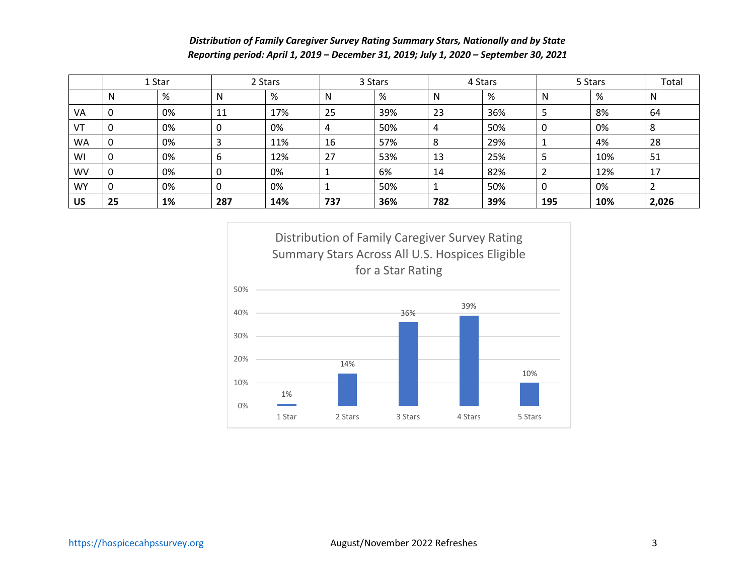***Distribution of Family Caregiver Survey Rating Summary Stars, Nationally and by State***
***Reporting period: April 1, 2019 – December 31, 2019; July 1, 2020 – September 30, 2021***

| | 1 Star | | 2 Stars | | 3 Stars | | 4 Stars | | 5 Stars | | Total |
|---|---|---|---|---|---|---|---|---|---|---|---|
| | N | % | N | % | N | % | N | % | N | % | N |
| VA | 0 | 0% | 11 | 17% | 25 | 39% | 23 | 36% | 5 | 8% | 64 |
| VT | 0 | 0% | 0 | 0% | 4 | 50% | 4 | 50% | 0 | 0% | 8 |
| WA | 0 | 0% | 3 | 11% | 16 | 57% | 8 | 29% | 1 | 4% | 28 |
| WI | 0 | 0% | 6 | 12% | 27 | 53% | 13 | 25% | 5 | 10% | 51 |
| WV | 0 | 0% | 0 | 0% | 1 | 6% | 14 | 82% | 2 | 12% | 17 |
| WY | 0 | 0% | 0 | 0% | 1 | 50% | 1 | 50% | 0 | 0% | 2 |
| **US** | **25** | **1%** | **287** | **14%** | **737** | **36%** | **782** | **39%** | **195** | **10%** | **2,026** |

Distribution of Family Caregiver Survey Rating Summary Stars Across All U.S. Hospices Eligible for a Star Rating

50%
40%
30%
20%
10%
0%

1%
14%
36%
39%
10%

1 Star
2 Stars
3 Stars
4 Stars
5 Stars

https://hospicecahpssurvey.org

August/November 2022 Refreshes